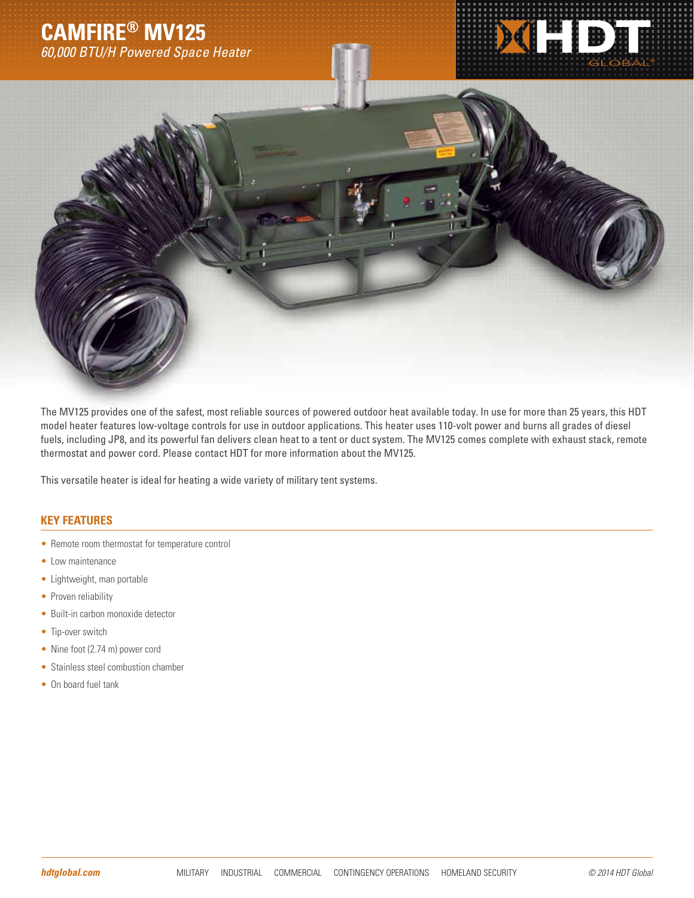# CAMFIRE® MV125

*60,000 BTU/H Powered Space Heater*

The MV125 provides one of the safest, most reliable sources of powered outdoor heat available today. In use for more than 25 years, this HDT model heater features low-voltage controls for use in outdoor applications. This heater uses 110-volt power and burns all grades of diesel fuels, including JP8, and its powerful fan delivers clean heat to a tent or duct system. The MV125 comes complete with exhaust stack, remote thermostat and power cord. Please contact HDT for more information about the MV125.

This versatile heater is ideal for heating a wide variety of military tent systems.

## KEY FEATURES

- Remote room thermostat for temperature control
- Low maintenance
- Lightweight, man portable
- Proven reliability
- Built-in carbon monoxide detector
- Tip-over switch
- Nine foot (2.74 m) power cord
- Stainless steel combustion chamber
- On board fuel tank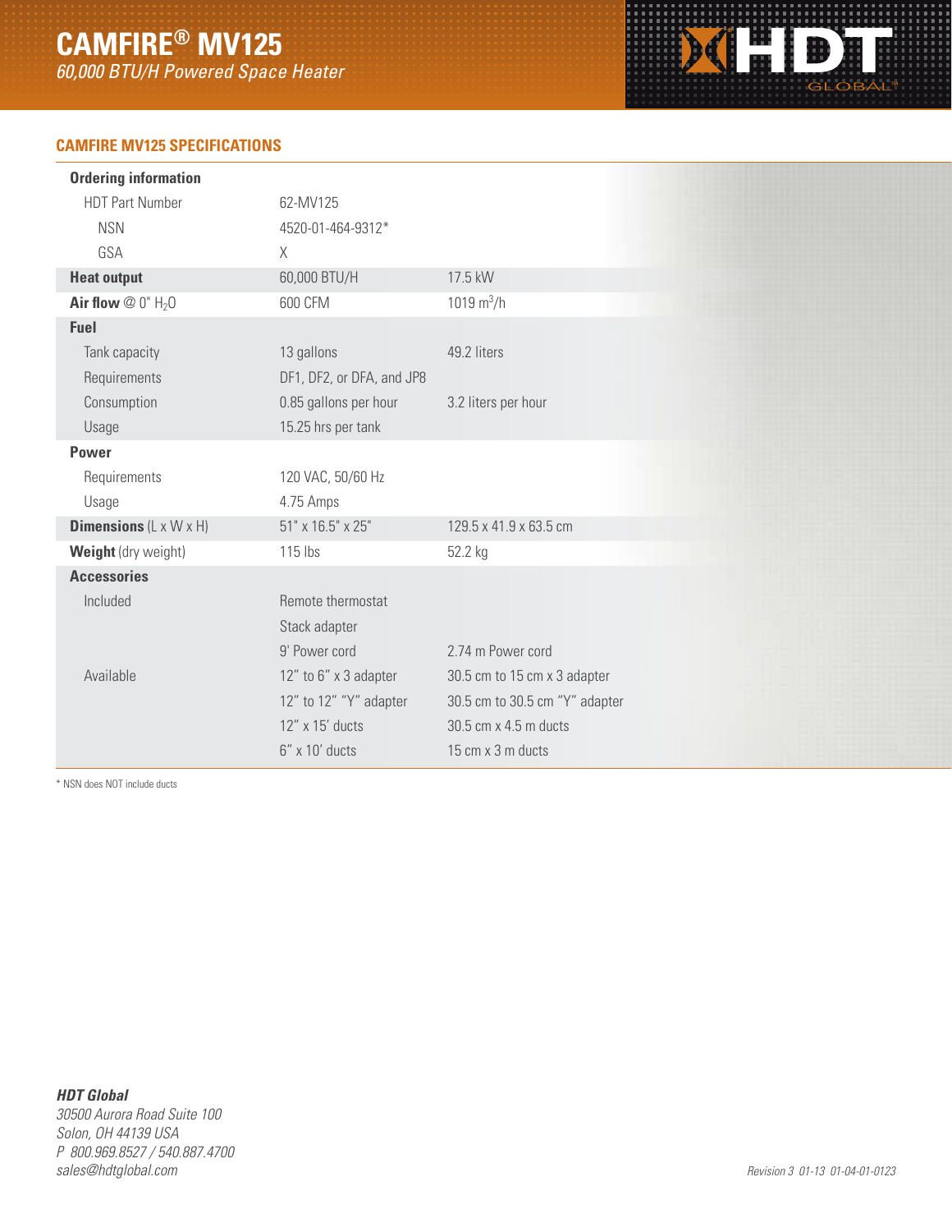# CAMFIRE® MV125

*60,000 BTU/H Powered Space Heater*

## CAMFIRE MV125 SPECIFICATIONS

| | | |
|---|---|---|
| **Ordering information** | | |
| HDT Part Number | 62-MV125 | |
| NSN | 4520-01-464-9312* | |
| GSA | X | |
| **Heat output** | 60,000 BTU/H | 17.5 kW |
| **Air flow** @ 0" $H_2O$ | 600 CFM | 1019 $m^3/h$ |
| **Fuel** | | |
| Tank capacity | 13 gallons | 49.2 liters |
| Requirements | DF1, DF2, or DFA, and JP8 | |
| Consumption | 0.85 gallons per hour | 3.2 liters per hour |
| Usage | 15.25 hrs per tank | |
| **Power** | | |
| Requirements | 120 VAC, 50/60 Hz | |
| Usage | 4.75 Amps | |
| **Dimensions** (L x W x H) | 51" x 16.5" x 25" | 129.5 x 41.9 x 63.5 cm |
| **Weight** (dry weight) | 115 lbs | 52.2 kg |
| **Accessories** | | |
| Included | Remote thermostat | |
| | Stack adapter | |
| | 9' Power cord | 2.74 m Power cord |
| Available | 12" to 6" x 3 adapter | 30.5 cm to 15 cm x 3 adapter |
| | 12" to 12" "Y" adapter | 30.5 cm to 30.5 cm "Y" adapter |
| | 12" x 15' ducts | 30.5 cm x 4.5 m ducts |
| | 6" x 10' ducts | 15 cm x 3 m ducts |

* NSN does NOT include ducts

***HDT Global***

*30500 Aurora Road Suite 100*

*Solon, OH 44139 USA*

*P 800.969.8527 / 540.887.4700*

*sales@hdtglobal.com*

*Revision 3 01-13 01-04-01-0123*